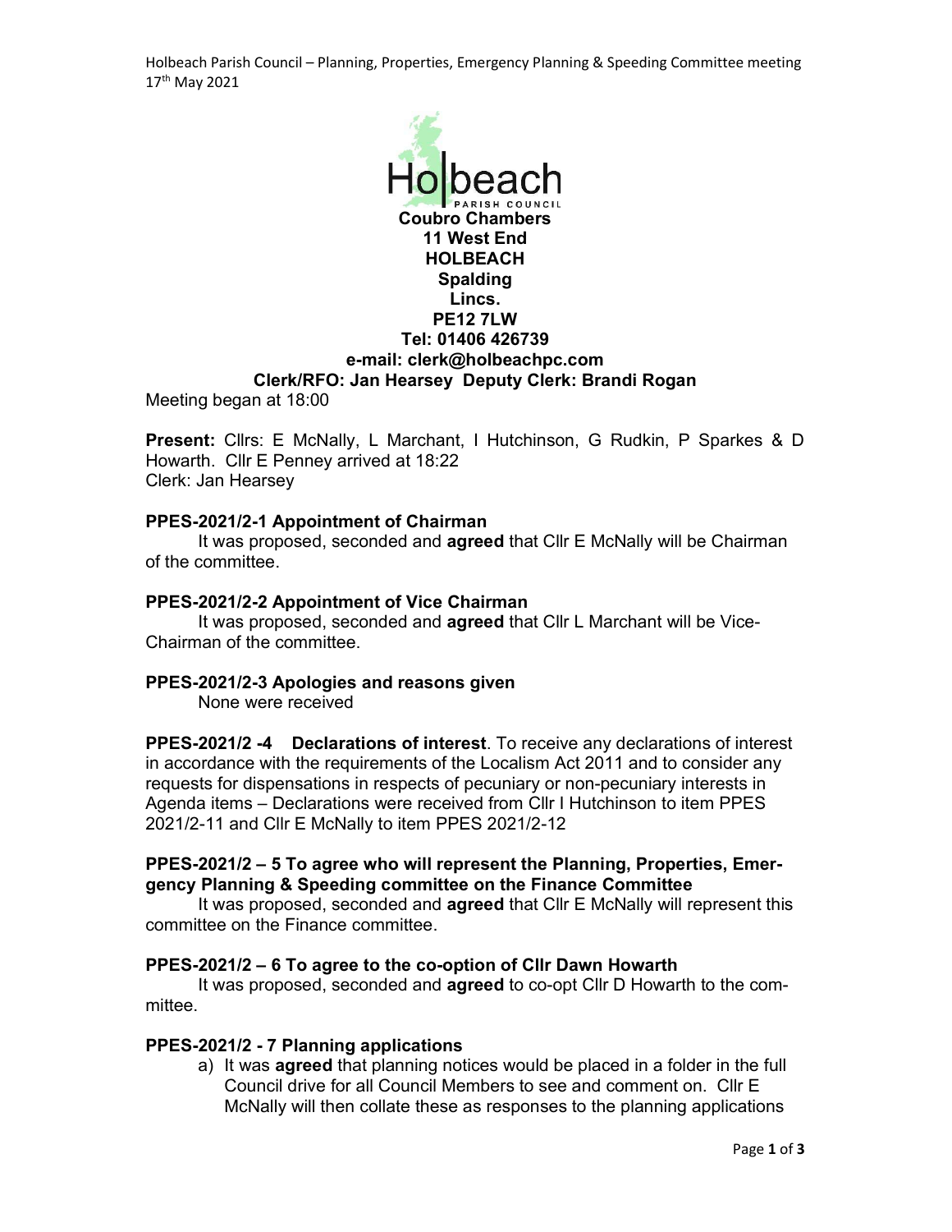**Holbeach** PARISH COUNCIL

**Coubro Chambers**
**11 West End**
**HOLBEACH**
**Spalding**
**Lincs.**
**PE12 7LW**
**Tel: 01406 426739**
**e-mail: clerk@holbeachpc.com**
**Clerk/RFO: Jan Hearsey Deputy Clerk: Brandi Rogan**

Meeting began at 18:00

**Present:** Cllrs: E McNally, L Marchant, I Hutchinson, G Rudkin, P Sparkes & D Howarth. Cllr E Penney arrived at 18:22
Clerk: Jan Hearsey

**PPES-2021/2-1 Appointment of Chairman**

It was proposed, seconded and **agreed** that Cllr E McNally will be Chairman of the committee.

**PPES-2021/2-2 Appointment of Vice Chairman**

It was proposed, seconded and **agreed** that Cllr L Marchant will be Vice-Chairman of the committee.

**PPES-2021/2-3 Apologies and reasons given**

None were received

**PPES-2021/2 -4 Declarations of interest**. To receive any declarations of interest in accordance with the requirements of the Localism Act 2011 and to consider any requests for dispensations in respects of pecuniary or non-pecuniary interests in Agenda items – Declarations were received from Cllr I Hutchinson to item PPES 2021/2-11 and Cllr E McNally to item PPES 2021/2-12

**PPES-2021/2 – 5 To agree who will represent the Planning, Properties, Emergency Planning & Speeding committee on the Finance Committee**

It was proposed, seconded and **agreed** that Cllr E McNally will represent this committee on the Finance committee.

**PPES-2021/2 – 6 To agree to the co-option of Cllr Dawn Howarth**

It was proposed, seconded and **agreed** to co-opt Cllr D Howarth to the committee.

**PPES-2021/2 - 7 Planning applications**

a) It was **agreed** that planning notices would be placed in a folder in the full Council drive for all Council Members to see and comment on. Cllr E McNally will then collate these as responses to the planning applications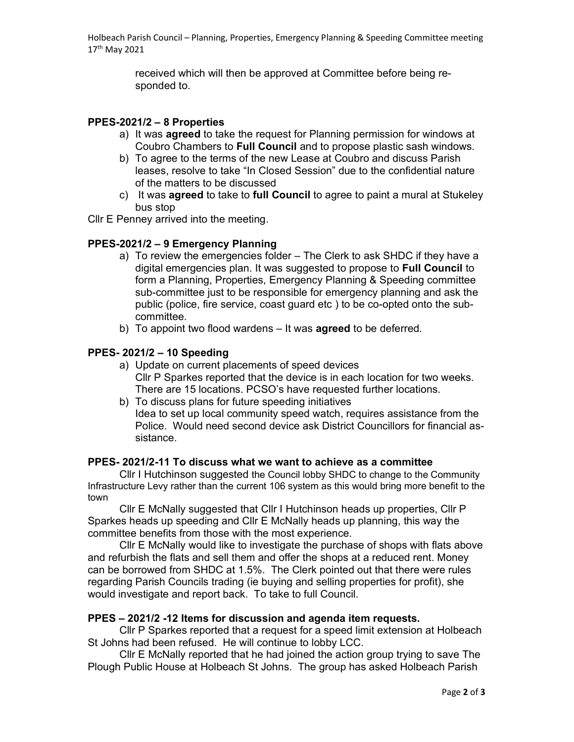received which will then be approved at Committee before being responded to.

**PPES-2021/2 – 8 Properties**

a) It was **agreed** to take the request for Planning permission for windows at Coubro Chambers to **Full Council** and to propose plastic sash windows.
b) To agree to the terms of the new Lease at Coubro and discuss Parish leases, resolve to take "In Closed Session" due to the confidential nature of the matters to be discussed
c) It was **agreed** to take to **full Council** to agree to paint a mural at Stukeley bus stop

Cllr E Penney arrived into the meeting.

**PPES-2021/2 – 9 Emergency Planning**

a) To review the emergencies folder – The Clerk to ask SHDC if they have a digital emergencies plan. It was suggested to propose to **Full Council** to form a Planning, Properties, Emergency Planning & Speeding committee sub-committee just to be responsible for emergency planning and ask the public (police, fire service, coast guard etc ) to be co-opted onto the sub-committee.
b) To appoint two flood wardens – It was **agreed** to be deferred.

**PPES- 2021/2 – 10 Speeding**

a) Update on current placements of speed devices
Cllr P Sparkes reported that the device is in each location for two weeks. There are 15 locations. PCSO's have requested further locations.
b) To discuss plans for future speeding initiatives
Idea to set up local community speed watch, requires assistance from the Police. Would need second device ask District Councillors for financial assistance.

**PPES- 2021/2-11 To discuss what we want to achieve as a committee**

Cllr I Hutchinson suggested the Council lobby SHDC to change to the Community Infrastructure Levy rather than the current 106 system as this would bring more benefit to the town

Cllr E McNally suggested that Cllr I Hutchinson heads up properties, Cllr P Sparkes heads up speeding and Cllr E McNally heads up planning, this way the committee benefits from those with the most experience.

Cllr E McNally would like to investigate the purchase of shops with flats above and refurbish the flats and sell them and offer the shops at a reduced rent. Money can be borrowed from SHDC at 1.5%. The Clerk pointed out that there were rules regarding Parish Councils trading (ie buying and selling properties for profit), she would investigate and report back. To take to full Council.

**PPES – 2021/2 -12 Items for discussion and agenda item requests.**

Cllr P Sparkes reported that a request for a speed limit extension at Holbeach St Johns had been refused. He will continue to lobby LCC.

Cllr E McNally reported that he had joined the action group trying to save The Plough Public House at Holbeach St Johns. The group has asked Holbeach Parish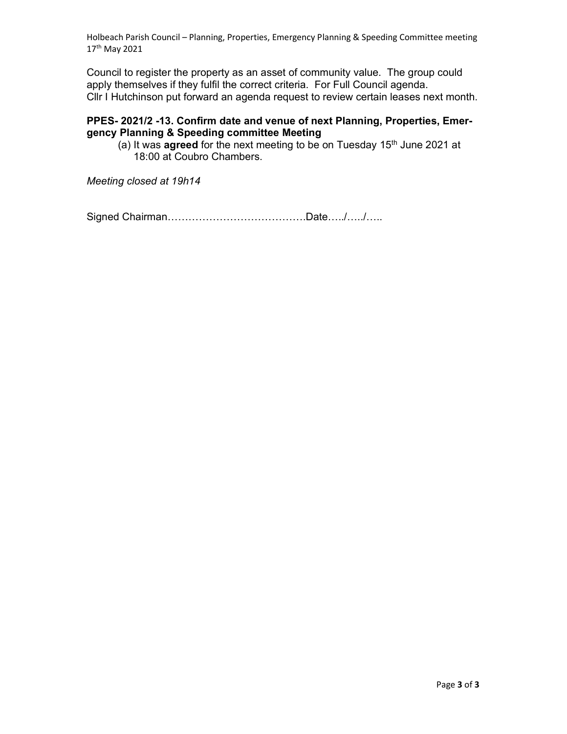Council to register the property as an asset of community value. The group could apply themselves if they fulfil the correct criteria. For Full Council agenda.
Cllr I Hutchinson put forward an agenda request to review certain leases next month.

**PPES- 2021/2 -13. Confirm date and venue of next Planning, Properties, Emergency Planning & Speeding committee Meeting**

(a) It was **agreed** for the next meeting to be on Tuesday 15th June 2021 at 18:00 at Coubro Chambers.

*Meeting closed at 19h14*

Signed Chairman…………………………………Date…../…../…..